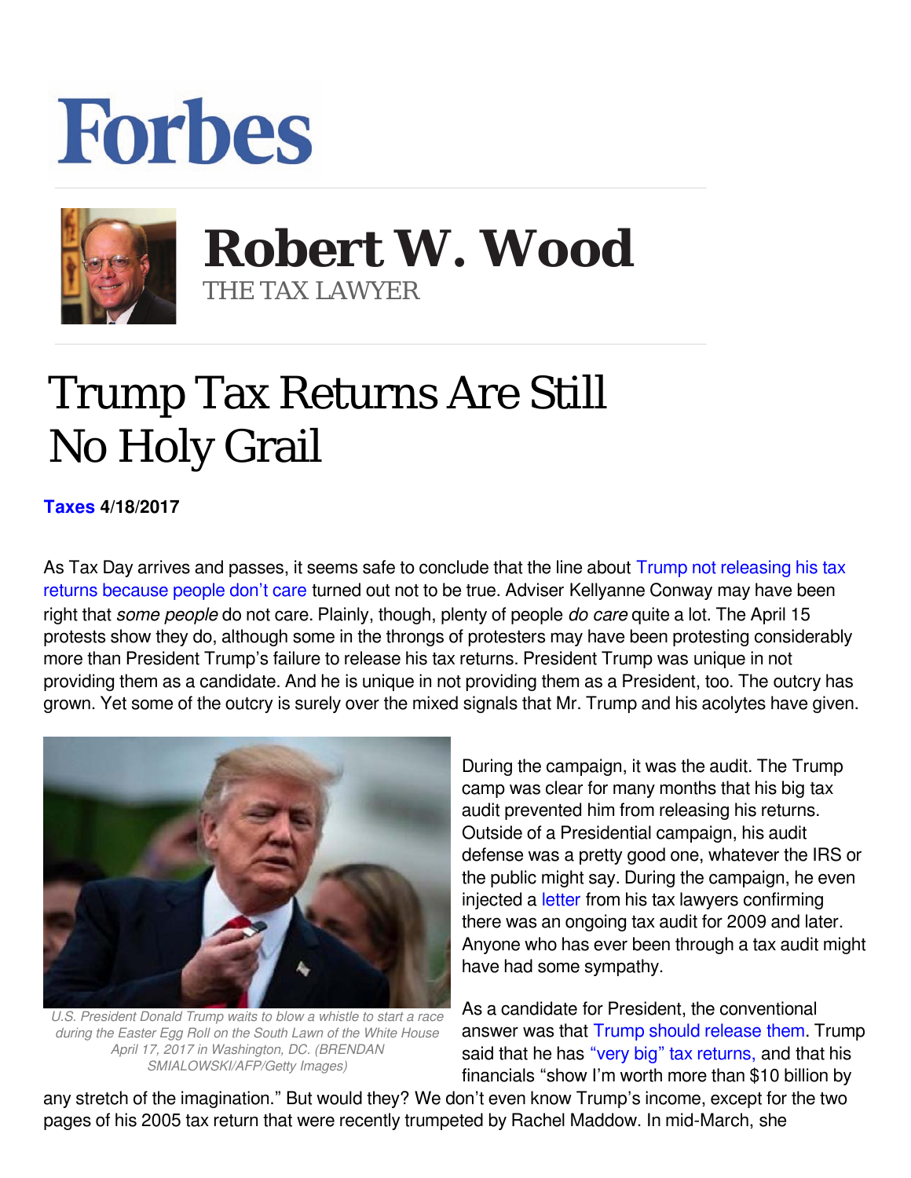# Forbes

## Robert W. Wood

THE TAX LAWYER

# Trump Tax Returns Are Still No Holy Grail

**Taxes 4/18/2017**

As Tax Day arrives and passes, it seems safe to conclude that the line about Trump not releasing his tax returns because people don't care turned out not to be true. Adviser Kellyanne Conway may have been right that *some people* do not care. Plainly, though, plenty of people *do care* quite a lot. The April 15 protests show they do, although some in the throngs of protesters may have been protesting considerably more than President Trump's failure to release his tax returns. President Trump was unique in not providing them as a candidate. And he is unique in not providing them as a President, too. The outcry has grown. Yet some of the outcry is surely over the mixed signals that Mr. Trump and his acolytes have given.

*U.S. President Donald Trump waits to blow a whistle to start a race during the Easter Egg Roll on the South Lawn of the White House April 17, 2017 in Washington, DC. (BRENDAN SMIALOWSKI/AFP/Getty Images)*

During the campaign, it was the audit. The Trump camp was clear for many months that his big tax audit prevented him from releasing his returns. Outside of a Presidential campaign, his audit defense was a pretty good one, whatever the IRS or the public might say. During the campaign, he even injected a letter from his tax lawyers confirming there was an ongoing tax audit for 2009 and later. Anyone who has ever been through a tax audit might have had some sympathy.

As a candidate for President, the conventional answer was that Trump should release them. Trump said that he has "very big" tax returns, and that his financials "show I'm worth more than $10 billion by any stretch of the imagination." But would they? We don't even know Trump's income, except for the two pages of his 2005 tax return that were recently trumpeted by Rachel Maddow. In mid-March, she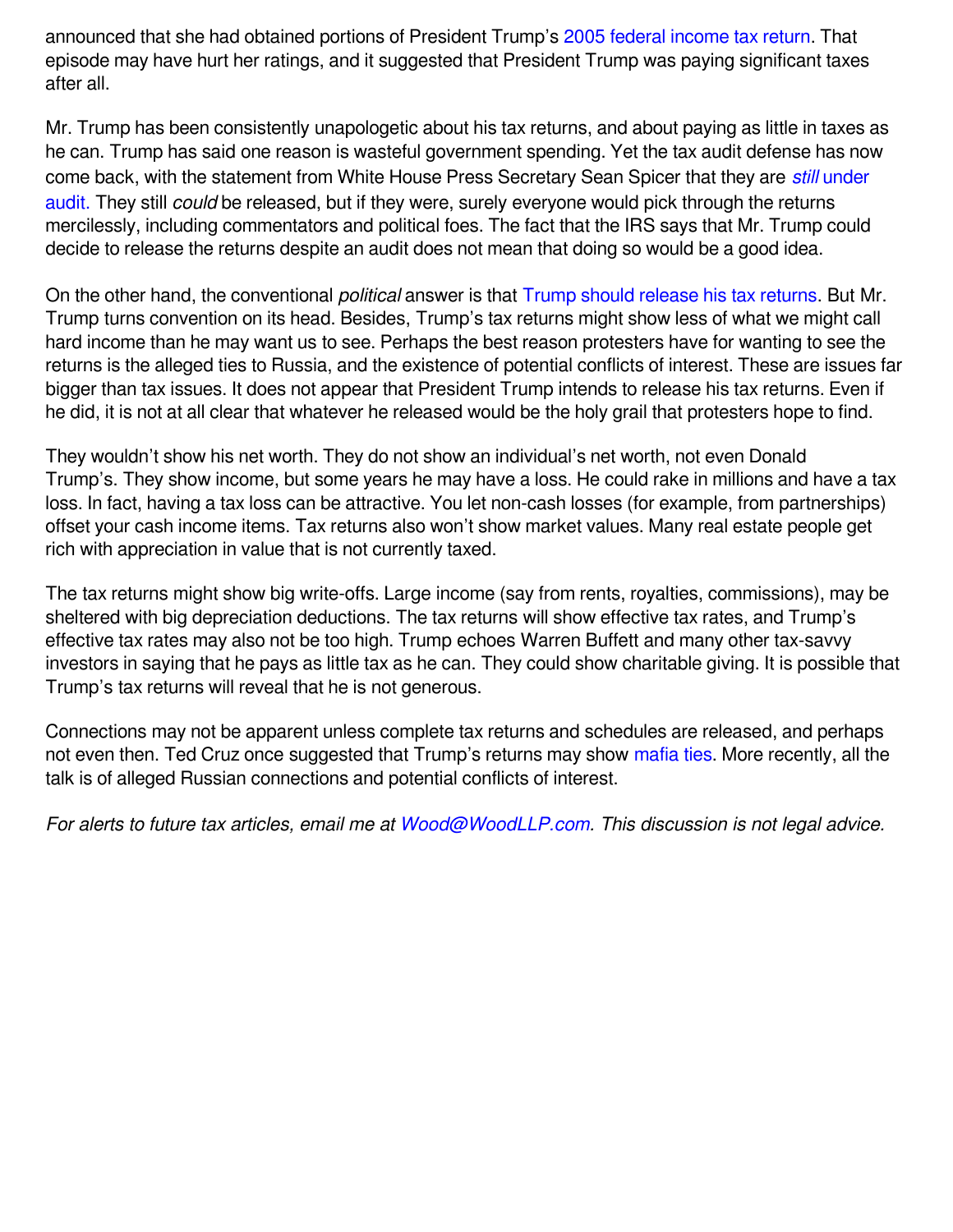announced that she had obtained portions of President Trump's 2005 federal income tax return. That episode may have hurt her ratings, and it suggested that President Trump was paying significant taxes after all.

Mr. Trump has been consistently unapologetic about his tax returns, and about paying as little in taxes as he can. Trump has said one reason is wasteful government spending. Yet the tax audit defense has now come back, with the statement from White House Press Secretary Sean Spicer that they are *still* under audit. They still *could* be released, but if they were, surely everyone would pick through the returns mercilessly, including commentators and political foes. The fact that the IRS says that Mr. Trump could decide to release the returns despite an audit does not mean that doing so would be a good idea.

On the other hand, the conventional *political* answer is that Trump should release his tax returns. But Mr. Trump turns convention on its head. Besides, Trump's tax returns might show less of what we might call hard income than he may want us to see. Perhaps the best reason protesters have for wanting to see the returns is the alleged ties to Russia, and the existence of potential conflicts of interest. These are issues far bigger than tax issues. It does not appear that President Trump intends to release his tax returns. Even if he did, it is not at all clear that whatever he released would be the holy grail that protesters hope to find.

They wouldn't show his net worth. They do not show an individual's net worth, not even Donald Trump's. They show income, but some years he may have a loss. He could rake in millions and have a tax loss. In fact, having a tax loss can be attractive. You let non-cash losses (for example, from partnerships) offset your cash income items. Tax returns also won't show market values. Many real estate people get rich with appreciation in value that is not currently taxed.

The tax returns might show big write-offs. Large income (say from rents, royalties, commissions), may be sheltered with big depreciation deductions. The tax returns will show effective tax rates, and Trump's effective tax rates may also not be too high. Trump echoes Warren Buffett and many other tax-savvy investors in saying that he pays as little tax as he can. They could show charitable giving. It is possible that Trump's tax returns will reveal that he is not generous.

Connections may not be apparent unless complete tax returns and schedules are released, and perhaps not even then. Ted Cruz once suggested that Trump's returns may show mafia ties. More recently, all the talk is of alleged Russian connections and potential conflicts of interest.

*For alerts to future tax articles, email me at Wood@WoodLLP.com. This discussion is not legal advice.*